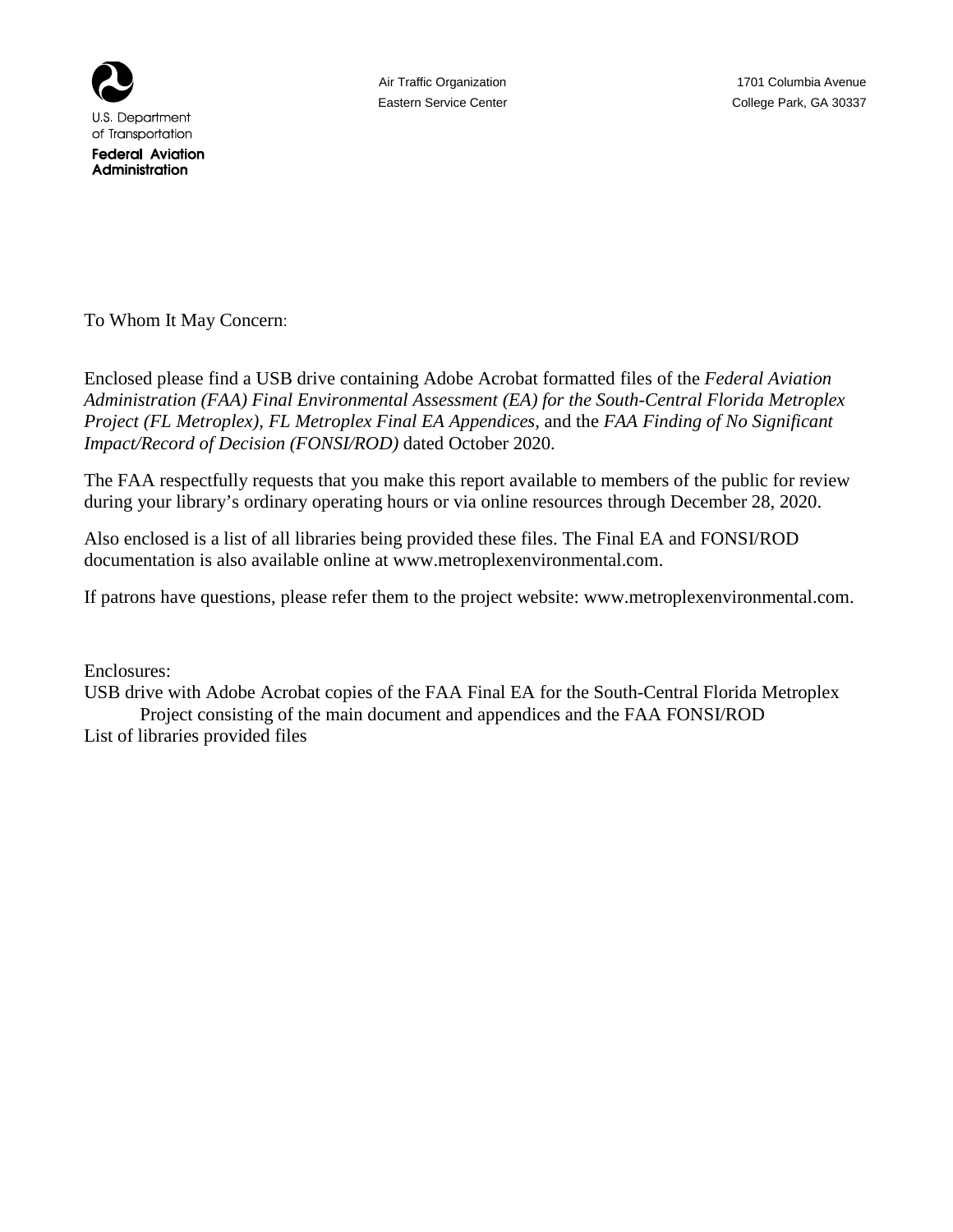U.S. Department of Transportation

**Federal Aviation Administration**

Air Traffic Organization
Eastern Service Center

1701 Columbia Avenue
College Park, GA 30337

To Whom It May Concern:

Enclosed please find a USB drive containing Adobe Acrobat formatted files of the *Federal Aviation Administration (FAA) Final Environmental Assessment (EA) for the South-Central Florida Metroplex Project (FL Metroplex), FL Metroplex Final EA Appendices,* and the *FAA Finding of No Significant Impact/Record of Decision (FONSI/ROD)* dated October 2020.

The FAA respectfully requests that you make this report available to members of the public for review during your library's ordinary operating hours or via online resources through December 28, 2020.

Also enclosed is a list of all libraries being provided these files. The Final EA and FONSI/ROD documentation is also available online at www.metroplexenvironmental.com.

If patrons have questions, please refer them to the project website: www.metroplexenvironmental.com.

Enclosures:
USB drive with Adobe Acrobat copies of the FAA Final EA for the South-Central Florida Metroplex Project consisting of the main document and appendices and the FAA FONSI/ROD
List of libraries provided files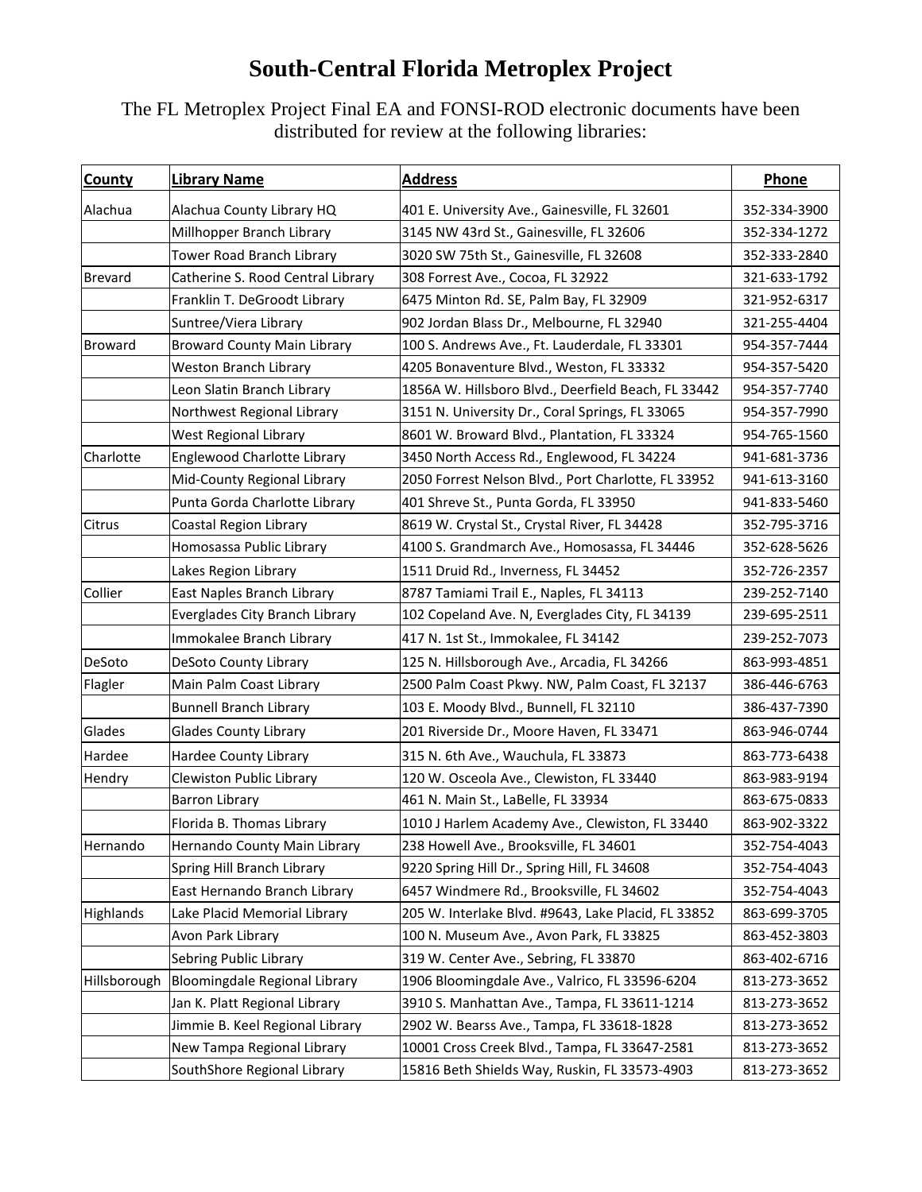# South-Central Florida Metroplex Project

The FL Metroplex Project Final EA and FONSI-ROD electronic documents have been distributed for review at the following libraries:

| County | Library Name | Address | Phone |
|---|---|---|---|
| Alachua | Alachua County Library HQ | 401 E. University Ave., Gainesville, FL 32601 | 352-334-3900 |
| | Millhopper Branch Library | 3145 NW 43rd St., Gainesville, FL 32606 | 352-334-1272 |
| | Tower Road Branch Library | 3020 SW 75th St., Gainesville, FL 32608 | 352-333-2840 |
| Brevard | Catherine S. Rood Central Library | 308 Forrest Ave., Cocoa, FL 32922 | 321-633-1792 |
| | Franklin T. DeGroodt Library | 6475 Minton Rd. SE, Palm Bay, FL 32909 | 321-952-6317 |
| | Suntree/Viera Library | 902 Jordan Blass Dr., Melbourne, FL 32940 | 321-255-4404 |
| Broward | Broward County Main Library | 100 S. Andrews Ave., Ft. Lauderdale, FL 33301 | 954-357-7444 |
| | Weston Branch Library | 4205 Bonaventure Blvd., Weston, FL 33332 | 954-357-5420 |
| | Leon Slatin Branch Library | 1856A W. Hillsboro Blvd., Deerfield Beach, FL 33442 | 954-357-7740 |
| | Northwest Regional Library | 3151 N. University Dr., Coral Springs, FL 33065 | 954-357-7990 |
| | West Regional Library | 8601 W. Broward Blvd., Plantation, FL 33324 | 954-765-1560 |
| Charlotte | Englewood Charlotte Library | 3450 North Access Rd., Englewood, FL 34224 | 941-681-3736 |
| | Mid-County Regional Library | 2050 Forrest Nelson Blvd., Port Charlotte, FL 33952 | 941-613-3160 |
| | Punta Gorda Charlotte Library | 401 Shreve St., Punta Gorda, FL 33950 | 941-833-5460 |
| Citrus | Coastal Region Library | 8619 W. Crystal St., Crystal River, FL 34428 | 352-795-3716 |
| | Homosassa Public Library | 4100 S. Grandmarch Ave., Homosassa, FL 34446 | 352-628-5626 |
| | Lakes Region Library | 1511 Druid Rd., Inverness, FL 34452 | 352-726-2357 |
| Collier | East Naples Branch Library | 8787 Tamiami Trail E., Naples, FL 34113 | 239-252-7140 |
| | Everglades City Branch Library | 102 Copeland Ave. N, Everglades City, FL 34139 | 239-695-2511 |
| | Immokalee Branch Library | 417 N. 1st St., Immokalee, FL 34142 | 239-252-7073 |
| DeSoto | DeSoto County Library | 125 N. Hillsborough Ave., Arcadia, FL 34266 | 863-993-4851 |
| Flagler | Main Palm Coast Library | 2500 Palm Coast Pkwy. NW, Palm Coast, FL 32137 | 386-446-6763 |
| | Bunnell Branch Library | 103 E. Moody Blvd., Bunnell, FL 32110 | 386-437-7390 |
| Glades | Glades County Library | 201 Riverside Dr., Moore Haven, FL 33471 | 863-946-0744 |
| Hardee | Hardee County Library | 315 N. 6th Ave., Wauchula, FL 33873 | 863-773-6438 |
| Hendry | Clewiston Public Library | 120 W. Osceola Ave., Clewiston, FL 33440 | 863-983-9194 |
| | Barron Library | 461 N. Main St., LaBelle, FL 33934 | 863-675-0833 |
| | Florida B. Thomas Library | 1010 J Harlem Academy Ave., Clewiston, FL 33440 | 863-902-3322 |
| Hernando | Hernando County Main Library | 238 Howell Ave., Brooksville, FL 34601 | 352-754-4043 |
| | Spring Hill Branch Library | 9220 Spring Hill Dr., Spring Hill, FL 34608 | 352-754-4043 |
| | East Hernando Branch Library | 6457 Windmere Rd., Brooksville, FL 34602 | 352-754-4043 |
| Highlands | Lake Placid Memorial Library | 205 W. Interlake Blvd. #9643, Lake Placid, FL 33852 | 863-699-3705 |
| | Avon Park Library | 100 N. Museum Ave., Avon Park, FL 33825 | 863-452-3803 |
| | Sebring Public Library | 319 W. Center Ave., Sebring, FL 33870 | 863-402-6716 |
| Hillsborough | Bloomingdale Regional Library | 1906 Bloomingdale Ave., Valrico, FL 33596-6204 | 813-273-3652 |
| | Jan K. Platt Regional Library | 3910 S. Manhattan Ave., Tampa, FL 33611-1214 | 813-273-3652 |
| | Jimmie B. Keel Regional Library | 2902 W. Bearss Ave., Tampa, FL 33618-1828 | 813-273-3652 |
| | New Tampa Regional Library | 10001 Cross Creek Blvd., Tampa, FL 33647-2581 | 813-273-3652 |
| | SouthShore Regional Library | 15816 Beth Shields Way, Ruskin, FL 33573-4903 | 813-273-3652 |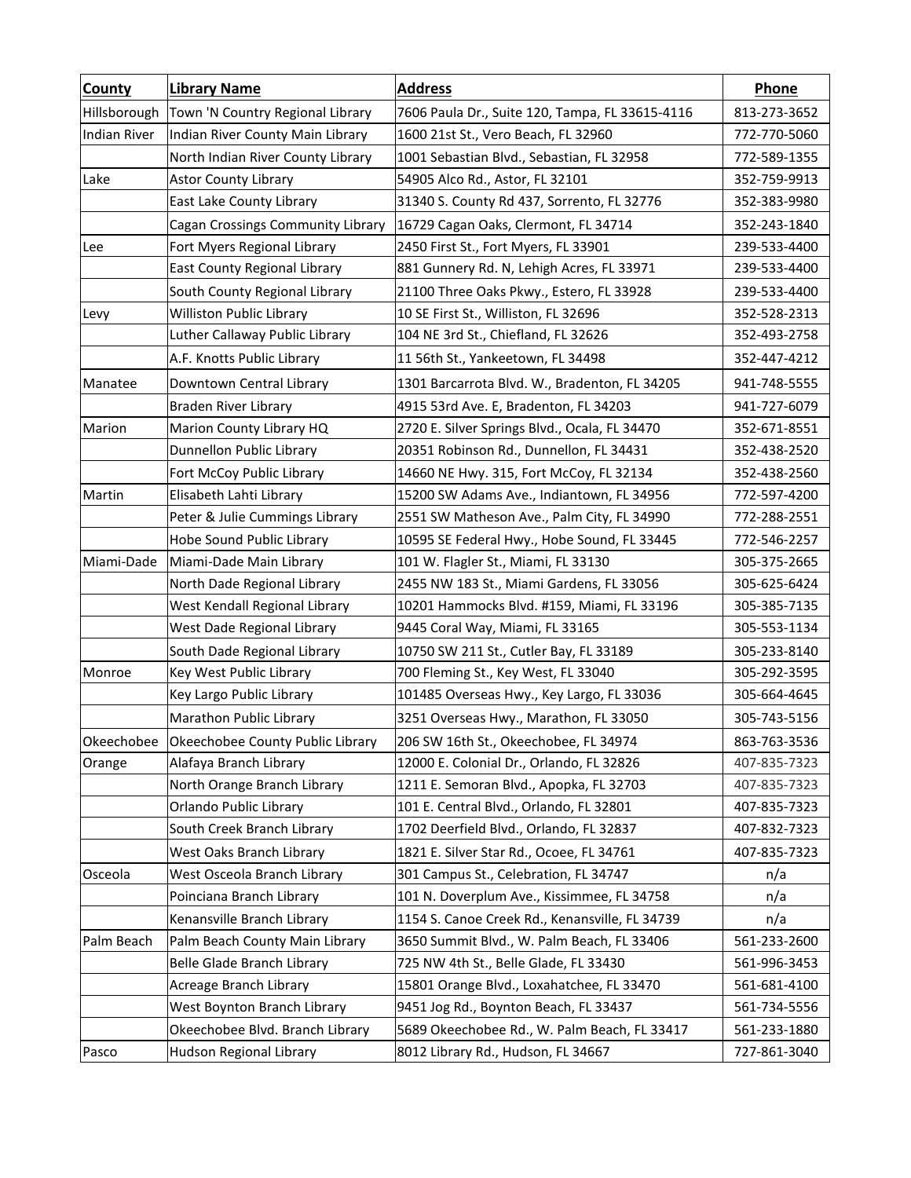| County | Library Name | Address | Phone |
| --- | --- | --- | --- |
| Hillsborough | Town 'N Country Regional Library | 7606 Paula Dr., Suite 120, Tampa, FL 33615-4116 | 813-273-3652 |
| Indian River | Indian River County Main Library | 1600 21st St., Vero Beach, FL 32960 | 772-770-5060 |
| | North Indian River County Library | 1001 Sebastian Blvd., Sebastian, FL 32958 | 772-589-1355 |
| Lake | Astor County Library | 54905 Alco Rd., Astor, FL 32101 | 352-759-9913 |
| | East Lake County Library | 31340 S. County Rd 437, Sorrento, FL 32776 | 352-383-9980 |
| | Cagan Crossings Community Library | 16729 Cagan Oaks, Clermont, FL 34714 | 352-243-1840 |
| Lee | Fort Myers Regional Library | 2450 First St., Fort Myers, FL 33901 | 239-533-4400 |
| | East County Regional Library | 881 Gunnery Rd. N, Lehigh Acres, FL 33971 | 239-533-4400 |
| | South County Regional Library | 21100 Three Oaks Pkwy., Estero, FL 33928 | 239-533-4400 |
| Levy | Williston Public Library | 10 SE First St., Williston, FL 32696 | 352-528-2313 |
| | Luther Callaway Public Library | 104 NE 3rd St., Chiefland, FL 32626 | 352-493-2758 |
| | A.F. Knotts Public Library | 11 56th St., Yankeetown, FL 34498 | 352-447-4212 |
| Manatee | Downtown Central Library | 1301 Barcarrota Blvd. W., Bradenton, FL 34205 | 941-748-5555 |
| | Braden River Library | 4915 53rd Ave. E, Bradenton, FL 34203 | 941-727-6079 |
| Marion | Marion County Library HQ | 2720 E. Silver Springs Blvd., Ocala, FL 34470 | 352-671-8551 |
| | Dunnellon Public Library | 20351 Robinson Rd., Dunnellon, FL 34431 | 352-438-2520 |
| | Fort McCoy Public Library | 14660 NE Hwy. 315, Fort McCoy, FL 32134 | 352-438-2560 |
| Martin | Elisabeth Lahti Library | 15200 SW Adams Ave., Indiantown, FL 34956 | 772-597-4200 |
| | Peter & Julie Cummings Library | 2551 SW Matheson Ave., Palm City, FL 34990 | 772-288-2551 |
| | Hobe Sound Public Library | 10595 SE Federal Hwy., Hobe Sound, FL 33445 | 772-546-2257 |
| Miami-Dade | Miami-Dade Main Library | 101 W. Flagler St., Miami, FL 33130 | 305-375-2665 |
| | North Dade Regional Library | 2455 NW 183 St., Miami Gardens, FL 33056 | 305-625-6424 |
| | West Kendall Regional Library | 10201 Hammocks Blvd. #159, Miami, FL 33196 | 305-385-7135 |
| | West Dade Regional Library | 9445 Coral Way, Miami, FL 33165 | 305-553-1134 |
| | South Dade Regional Library | 10750 SW 211 St., Cutler Bay, FL 33189 | 305-233-8140 |
| Monroe | Key West Public Library | 700 Fleming St., Key West, FL 33040 | 305-292-3595 |
| | Key Largo Public Library | 101485 Overseas Hwy., Key Largo, FL 33036 | 305-664-4645 |
| | Marathon Public Library | 3251 Overseas Hwy., Marathon, FL 33050 | 305-743-5156 |
| Okeechobee | Okeechobee County Public Library | 206 SW 16th St., Okeechobee, FL 34974 | 863-763-3536 |
| Orange | Alafaya Branch Library | 12000 E. Colonial Dr., Orlando, FL 32826 | 407-835-7323 |
| | North Orange Branch Library | 1211 E. Semoran Blvd., Apopka, FL 32703 | 407-835-7323 |
| | Orlando Public Library | 101 E. Central Blvd., Orlando, FL 32801 | 407-835-7323 |
| | South Creek Branch Library | 1702 Deerfield Blvd., Orlando, FL 32837 | 407-832-7323 |
| | West Oaks Branch Library | 1821 E. Silver Star Rd., Ocoee, FL 34761 | 407-835-7323 |
| Osceola | West Osceola Branch Library | 301 Campus St., Celebration, FL 34747 | n/a |
| | Poinciana Branch Library | 101 N. Doverplum Ave., Kissimmee, FL 34758 | n/a |
| | Kenansville Branch Library | 1154 S. Canoe Creek Rd., Kenansville, FL 34739 | n/a |
| Palm Beach | Palm Beach County Main Library | 3650 Summit Blvd., W. Palm Beach, FL 33406 | 561-233-2600 |
| | Belle Glade Branch Library | 725 NW 4th St., Belle Glade, FL 33430 | 561-996-3453 |
| | Acreage Branch Library | 15801 Orange Blvd., Loxahatchee, FL 33470 | 561-681-4100 |
| | West Boynton Branch Library | 9451 Jog Rd., Boynton Beach, FL 33437 | 561-734-5556 |
| | Okeechobee Blvd. Branch Library | 5689 Okeechobee Rd., W. Palm Beach, FL 33417 | 561-233-1880 |
| Pasco | Hudson Regional Library | 8012 Library Rd., Hudson, FL 34667 | 727-861-3040 |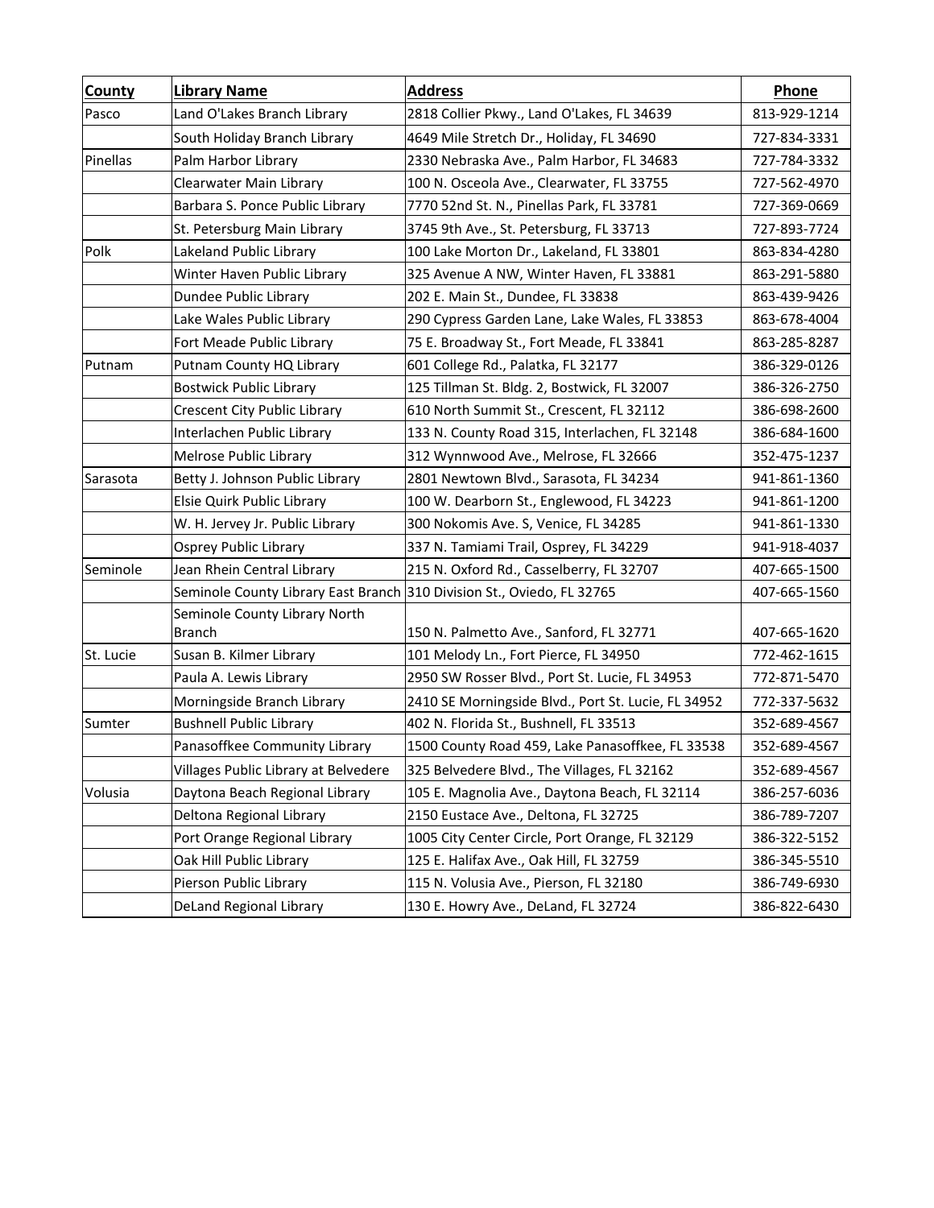| County | Library Name | Address | Phone |
|---|---|---|---|
| Pasco | Land O'Lakes Branch Library | 2818 Collier Pkwy., Land O'Lakes, FL 34639 | 813-929-1214 |
| | South Holiday Branch Library | 4649 Mile Stretch Dr., Holiday, FL 34690 | 727-834-3331 |
| Pinellas | Palm Harbor Library | 2330 Nebraska Ave., Palm Harbor, FL 34683 | 727-784-3332 |
| | Clearwater Main Library | 100 N. Osceola Ave., Clearwater, FL 33755 | 727-562-4970 |
| | Barbara S. Ponce Public Library | 7770 52nd St. N., Pinellas Park, FL 33781 | 727-369-0669 |
| | St. Petersburg Main Library | 3745 9th Ave., St. Petersburg, FL 33713 | 727-893-7724 |
| Polk | Lakeland Public Library | 100 Lake Morton Dr., Lakeland, FL 33801 | 863-834-4280 |
| | Winter Haven Public Library | 325 Avenue A NW, Winter Haven, FL 33881 | 863-291-5880 |
| | Dundee Public Library | 202 E. Main St., Dundee, FL 33838 | 863-439-9426 |
| | Lake Wales Public Library | 290 Cypress Garden Lane, Lake Wales, FL 33853 | 863-678-4004 |
| | Fort Meade Public Library | 75 E. Broadway St., Fort Meade, FL 33841 | 863-285-8287 |
| Putnam | Putnam County HQ Library | 601 College Rd., Palatka, FL 32177 | 386-329-0126 |
| | Bostwick Public Library | 125 Tillman St. Bldg. 2, Bostwick, FL 32007 | 386-326-2750 |
| | Crescent City Public Library | 610 North Summit St., Crescent, FL 32112 | 386-698-2600 |
| | Interlachen Public Library | 133 N. County Road 315, Interlachen, FL 32148 | 386-684-1600 |
| | Melrose Public Library | 312 Wynnwood Ave., Melrose, FL 32666 | 352-475-1237 |
| Sarasota | Betty J. Johnson Public Library | 2801 Newtown Blvd., Sarasota, FL 34234 | 941-861-1360 |
| | Elsie Quirk Public Library | 100 W. Dearborn St., Englewood, FL 34223 | 941-861-1200 |
| | W. H. Jervey Jr. Public Library | 300 Nokomis Ave. S, Venice, FL 34285 | 941-861-1330 |
| | Osprey Public Library | 337 N. Tamiami Trail, Osprey, FL 34229 | 941-918-4037 |
| Seminole | Jean Rhein Central Library | 215 N. Oxford Rd., Casselberry, FL 32707 | 407-665-1500 |
| | Seminole County Library East Branch | 310 Division St., Oviedo, FL 32765 | 407-665-1560 |
| | Seminole County Library North Branch | 150 N. Palmetto Ave., Sanford, FL 32771 | 407-665-1620 |
| St. Lucie | Susan B. Kilmer Library | 101 Melody Ln., Fort Pierce, FL 34950 | 772-462-1615 |
| | Paula A. Lewis Library | 2950 SW Rosser Blvd., Port St. Lucie, FL 34953 | 772-871-5470 |
| | Morningside Branch Library | 2410 SE Morningside Blvd., Port St. Lucie, FL 34952 | 772-337-5632 |
| Sumter | Bushnell Public Library | 402 N. Florida St., Bushnell, FL 33513 | 352-689-4567 |
| | Panasoffkee Community Library | 1500 County Road 459, Lake Panasoffkee, FL 33538 | 352-689-4567 |
| | Villages Public Library at Belvedere | 325 Belvedere Blvd., The Villages, FL 32162 | 352-689-4567 |
| Volusia | Daytona Beach Regional Library | 105 E. Magnolia Ave., Daytona Beach, FL 32114 | 386-257-6036 |
| | Deltona Regional Library | 2150 Eustace Ave., Deltona, FL 32725 | 386-789-7207 |
| | Port Orange Regional Library | 1005 City Center Circle, Port Orange, FL 32129 | 386-322-5152 |
| | Oak Hill Public Library | 125 E. Halifax Ave., Oak Hill, FL 32759 | 386-345-5510 |
| | Pierson Public Library | 115 N. Volusia Ave., Pierson, FL 32180 | 386-749-6930 |
| | DeLand Regional Library | 130 E. Howry Ave., DeLand, FL 32724 | 386-822-6430 |